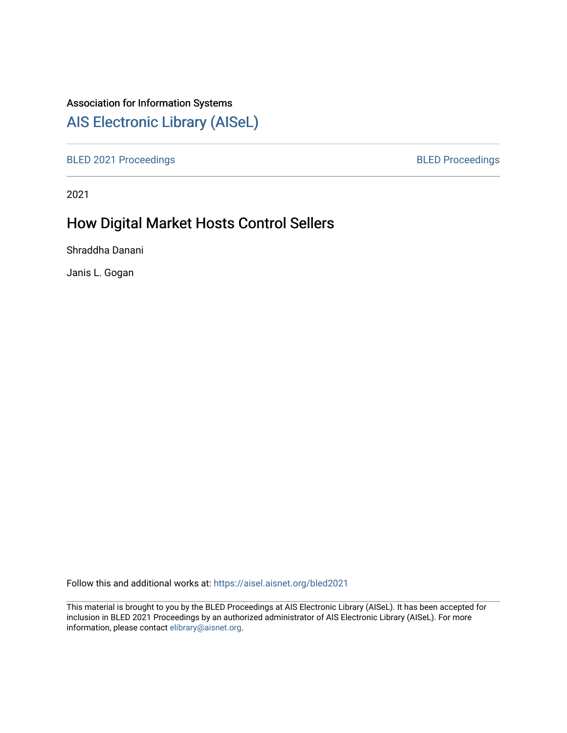Association for Information Systems

[AIS Electronic Library (AISeL)](https://aisel.aisnet.org/)

BLED 2021 Proceedings | BLED Proceedings

2021

# How Digital Market Hosts Control Sellers

Shraddha Danani

Janis L. Gogan

Follow this and additional works at: https://aisel.aisnet.org/bled2021

This material is brought to you by the BLED Proceedings at AIS Electronic Library (AISeL). It has been accepted for inclusion in BLED 2021 Proceedings by an authorized administrator of AIS Electronic Library (AISeL). For more information, please contact elibrary@aisnet.org.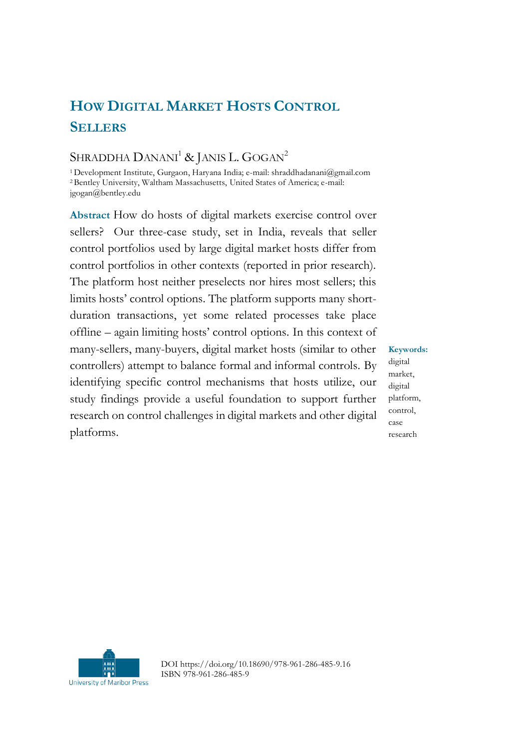# How Digital Market Hosts Control Sellers

Shraddha Danani[1] & Janis L. Gogan[2]

[1] Development Institute, Gurgaon, Haryana India; e-mail: shraddhadanani@gmail.com
[2] Bentley University, Waltham Massachusetts, United States of America; e-mail: jgogan@bentley.edu

**Abstract** How do hosts of digital markets exercise control over sellers? Our three-case study, set in India, reveals that seller control portfolios used by large digital market hosts differ from control portfolios in other contexts (reported in prior research). The platform host neither preselects nor hires most sellers; this limits hosts' control options. The platform supports many short-duration transactions, yet some related processes take place offline – again limiting hosts' control options. In this context of many-sellers, many-buyers, digital market hosts (similar to other controllers) attempt to balance formal and informal controls. By identifying specific control mechanisms that hosts utilize, our study findings provide a useful foundation to support further research on control challenges in digital markets and other digital platforms.

**Keywords:** digital market, digital platform, control, case research

DOI https://doi.org/10.18690/978-961-286-485-9.16
ISBN 978-961-286-485-9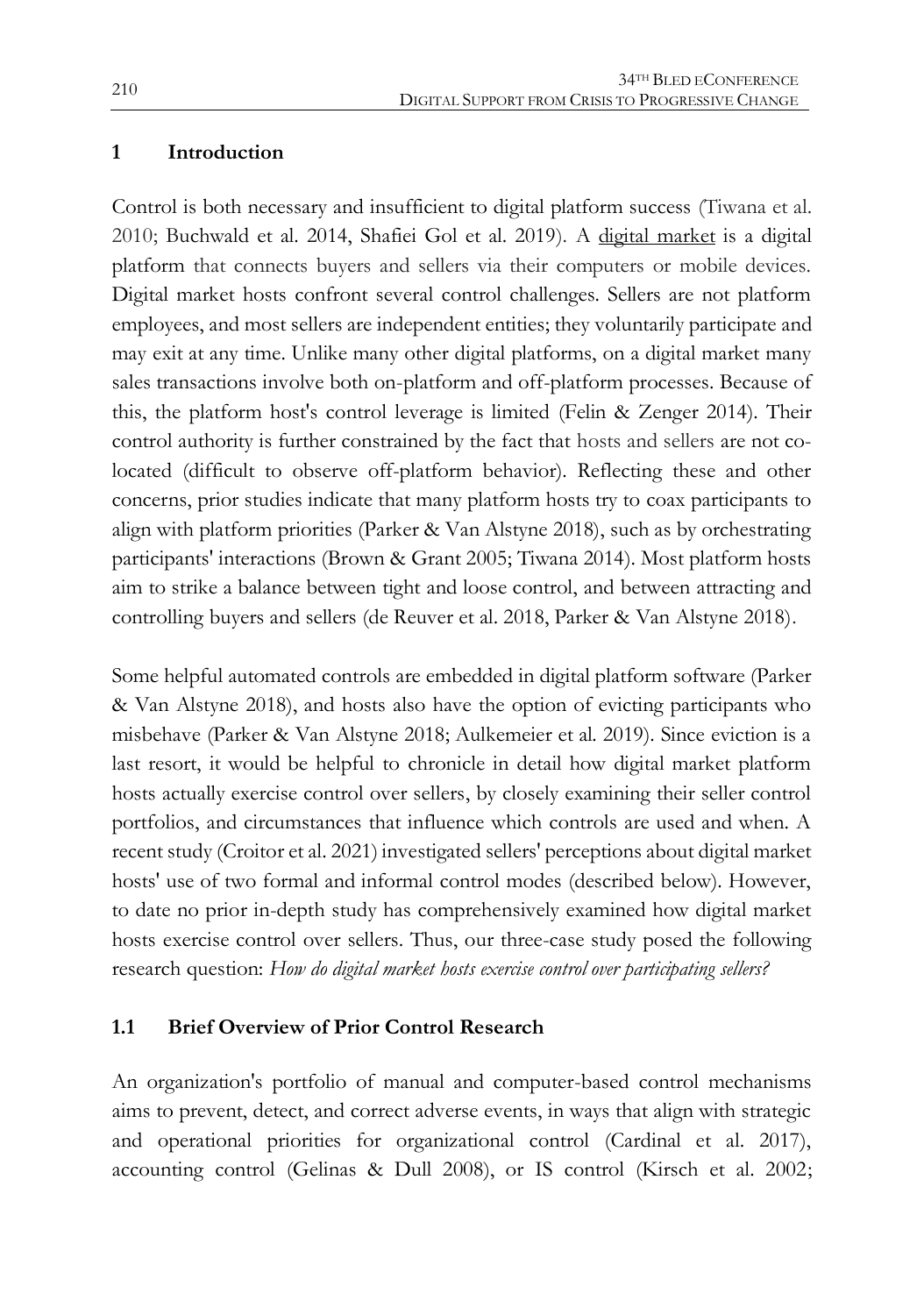# 1 Introduction

Control is both necessary and insufficient to digital platform success (Tiwana et al. 2010; Buchwald et al. 2014, Shafiei Gol et al. 2019). A digital market is a digital platform that connects buyers and sellers via their computers or mobile devices. Digital market hosts confront several control challenges. Sellers are not platform employees, and most sellers are independent entities; they voluntarily participate and may exit at any time. Unlike many other digital platforms, on a digital market many sales transactions involve both on-platform and off-platform processes. Because of this, the platform host's control leverage is limited (Felin & Zenger 2014). Their control authority is further constrained by the fact that hosts and sellers are not co-located (difficult to observe off-platform behavior). Reflecting these and other concerns, prior studies indicate that many platform hosts try to coax participants to align with platform priorities (Parker & Van Alstyne 2018), such as by orchestrating participants' interactions (Brown & Grant 2005; Tiwana 2014). Most platform hosts aim to strike a balance between tight and loose control, and between attracting and controlling buyers and sellers (de Reuver et al. 2018, Parker & Van Alstyne 2018).

Some helpful automated controls are embedded in digital platform software (Parker & Van Alstyne 2018), and hosts also have the option of evicting participants who misbehave (Parker & Van Alstyne 2018; Aulkemeier et al. 2019). Since eviction is a last resort, it would be helpful to chronicle in detail how digital market platform hosts actually exercise control over sellers, by closely examining their seller control portfolios, and circumstances that influence which controls are used and when. A recent study (Croitor et al. 2021) investigated sellers' perceptions about digital market hosts' use of two formal and informal control modes (described below). However, to date no prior in-depth study has comprehensively examined how digital market hosts exercise control over sellers. Thus, our three-case study posed the following research question: *How do digital market hosts exercise control over participating sellers?*

## 1.1 Brief Overview of Prior Control Research

An organization's portfolio of manual and computer-based control mechanisms aims to prevent, detect, and correct adverse events, in ways that align with strategic and operational priorities for organizational control (Cardinal et al. 2017), accounting control (Gelinas & Dull 2008), or IS control (Kirsch et al. 2002;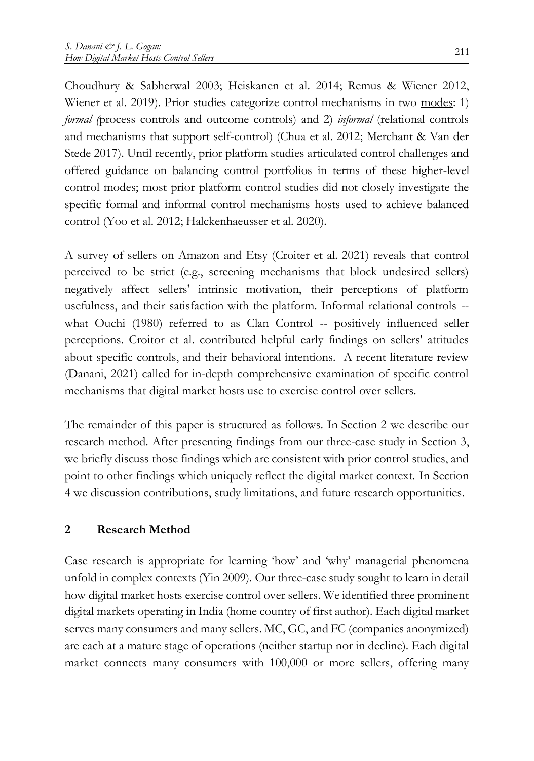Choudhury & Sabherwal 2003; Heiskanen et al. 2014; Remus & Wiener 2012, Wiener et al. 2019). Prior studies categorize control mechanisms in two modes: 1) *formal (*process controls and outcome controls) and 2) *informal* (relational controls and mechanisms that support self-control) (Chua et al. 2012; Merchant & Van der Stede 2017). Until recently, prior platform studies articulated control challenges and offered guidance on balancing control portfolios in terms of these higher-level control modes; most prior platform control studies did not closely investigate the specific formal and informal control mechanisms hosts used to achieve balanced control (Yoo et al. 2012; Halckenhaeusser et al. 2020).

A survey of sellers on Amazon and Etsy (Croiter et al. 2021) reveals that control perceived to be strict (e.g., screening mechanisms that block undesired sellers) negatively affect sellers' intrinsic motivation, their perceptions of platform usefulness, and their satisfaction with the platform. Informal relational controls -- what Ouchi (1980) referred to as Clan Control -- positively influenced seller perceptions. Croitor et al. contributed helpful early findings on sellers' attitudes about specific controls, and their behavioral intentions. A recent literature review (Danani, 2021) called for in-depth comprehensive examination of specific control mechanisms that digital market hosts use to exercise control over sellers.

The remainder of this paper is structured as follows. In Section 2 we describe our research method. After presenting findings from our three-case study in Section 3, we briefly discuss those findings which are consistent with prior control studies, and point to other findings which uniquely reflect the digital market context. In Section 4 we discussion contributions, study limitations, and future research opportunities.

## 2 Research Method

Case research is appropriate for learning 'how' and 'why' managerial phenomena unfold in complex contexts (Yin 2009). Our three-case study sought to learn in detail how digital market hosts exercise control over sellers. We identified three prominent digital markets operating in India (home country of first author). Each digital market serves many consumers and many sellers. MC, GC, and FC (companies anonymized) are each at a mature stage of operations (neither startup nor in decline). Each digital market connects many consumers with 100,000 or more sellers, offering many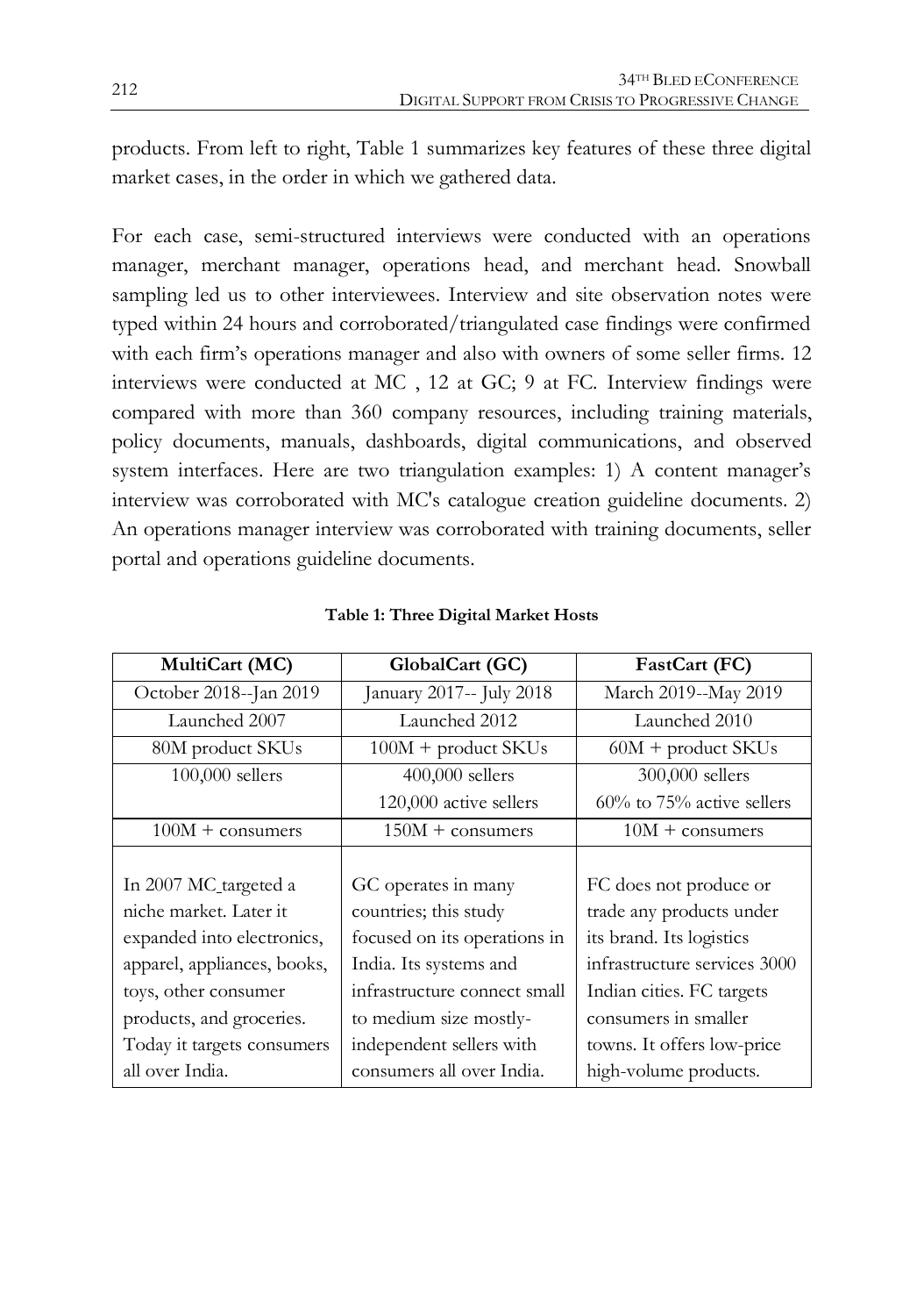products. From left to right, Table 1 summarizes key features of these three digital market cases, in the order in which we gathered data.

For each case, semi-structured interviews were conducted with an operations manager, merchant manager, operations head, and merchant head. Snowball sampling led us to other interviewees. Interview and site observation notes were typed within 24 hours and corroborated/triangulated case findings were confirmed with each firm's operations manager and also with owners of some seller firms. 12 interviews were conducted at MC , 12 at GC; 9 at FC. Interview findings were compared with more than 360 company resources, including training materials, policy documents, manuals, dashboards, digital communications, and observed system interfaces. Here are two triangulation examples: 1) A content manager's interview was corroborated with MC's catalogue creation guideline documents. 2) An operations manager interview was corroborated with training documents, seller portal and operations guideline documents.

**Table 1: Three Digital Market Hosts**

| MultiCart (MC) | GlobalCart (GC) | FastCart (FC) |
|---|---|---|
| October 2018--Jan 2019 | January 2017-- July 2018 | March 2019--May 2019 |
| Launched 2007 | Launched 2012 | Launched 2010 |
| 80M product SKUs | 100M + product SKUs | 60M + product SKUs |
| 100,000 sellers | 400,000 sellers<br>120,000 active sellers | 300,000 sellers<br>60% to 75% active sellers |
| 100M + consumers | 150M + consumers | 10M + consumers |
| In 2007 MC targeted a niche market. Later it expanded into electronics, apparel, appliances, books, toys, other consumer products, and groceries. Today it targets consumers all over India. | GC operates in many countries; this study focused on its operations in India. Its systems and infrastructure connect small to medium size mostly-independent sellers with consumers all over India. | FC does not produce or trade any products under its brand. Its logistics infrastructure services 3000 Indian cities. FC targets consumers in smaller towns. It offers low-price high-volume products. |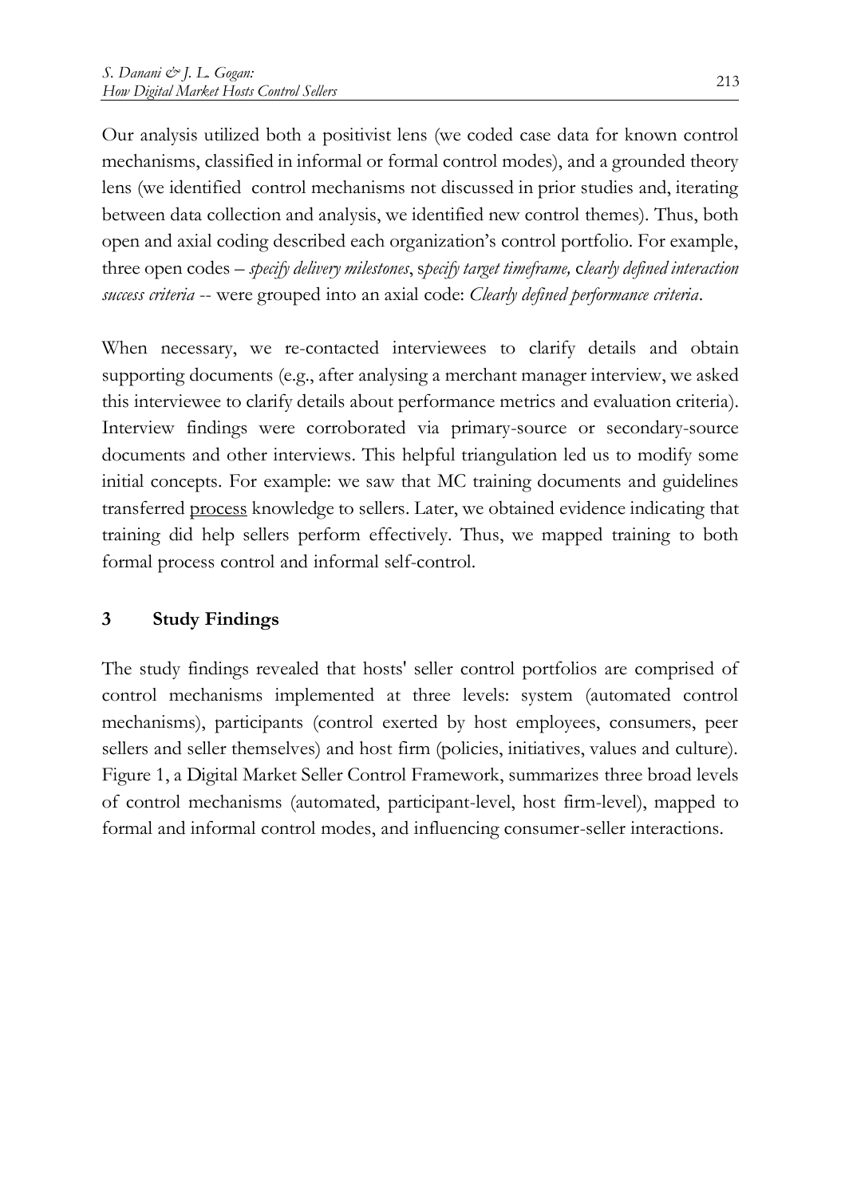Our analysis utilized both a positivist lens (we coded case data for known control mechanisms, classified in informal or formal control modes), and a grounded theory lens (we identified control mechanisms not discussed in prior studies and, iterating between data collection and analysis, we identified new control themes). Thus, both open and axial coding described each organization's control portfolio. For example, three open codes – *specify delivery milestones*, s*pecify target timeframe,* c*learly defined interaction success criteria* -- were grouped into an axial code: *Clearly defined performance criteria*.

When necessary, we re-contacted interviewees to clarify details and obtain supporting documents (e.g., after analysing a merchant manager interview, we asked this interviewee to clarify details about performance metrics and evaluation criteria). Interview findings were corroborated via primary-source or secondary-source documents and other interviews. This helpful triangulation led us to modify some initial concepts. For example: we saw that MC training documents and guidelines transferred <u>process</u> knowledge to sellers. Later, we obtained evidence indicating that training did help sellers perform effectively. Thus, we mapped training to both formal process control and informal self-control.

## 3 Study Findings

The study findings revealed that hosts' seller control portfolios are comprised of control mechanisms implemented at three levels: system (automated control mechanisms), participants (control exerted by host employees, consumers, peer sellers and seller themselves) and host firm (policies, initiatives, values and culture). Figure 1, a Digital Market Seller Control Framework, summarizes three broad levels of control mechanisms (automated, participant-level, host firm-level), mapped to formal and informal control modes, and influencing consumer-seller interactions.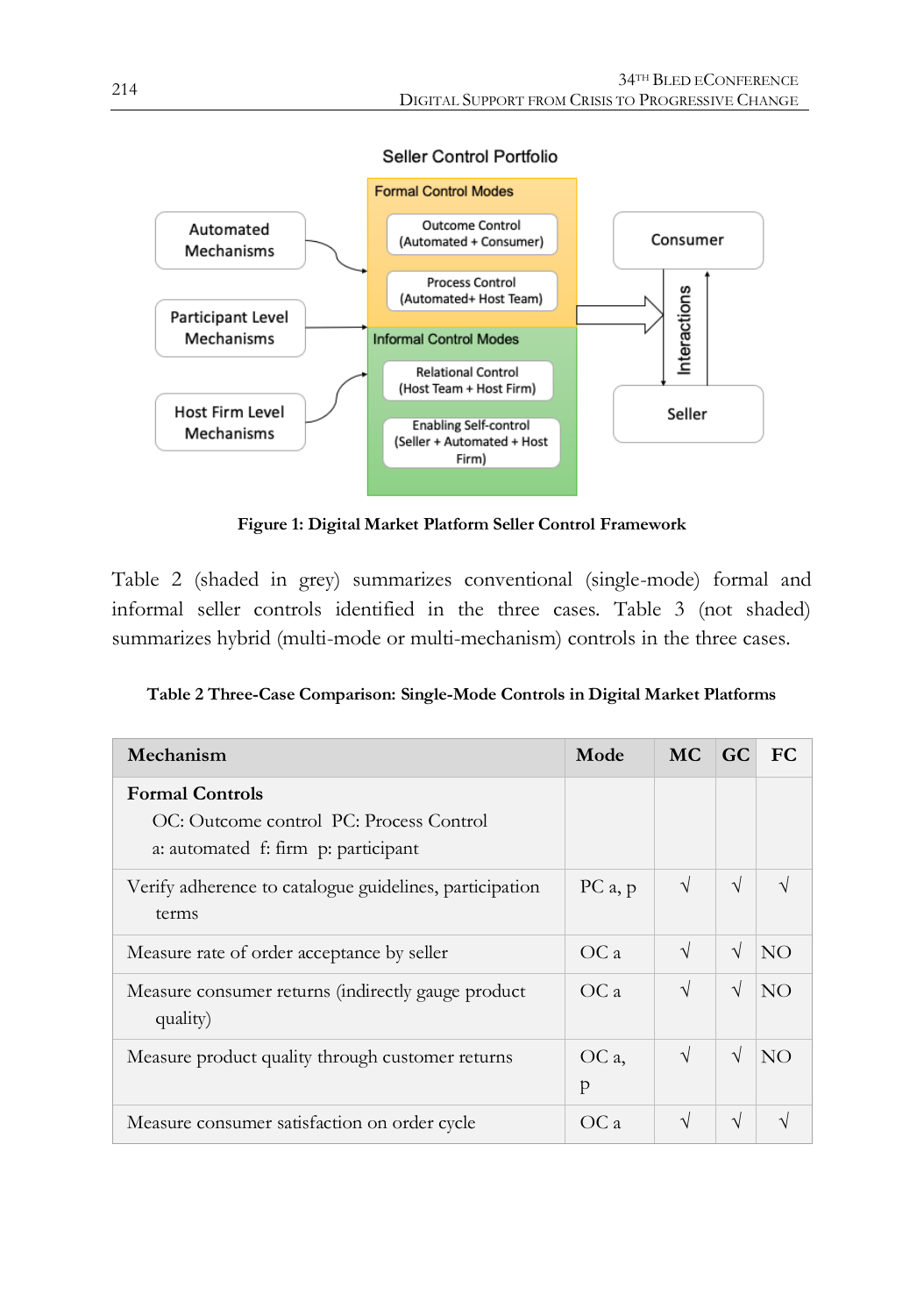Seller Control Portfolio

Formal Control Modes

- Outcome Control (Automated + Consumer)
- Process Control (Automated+ Host Team)

Informal Control Modes

- Relational Control (Host Team + Host Firm)
- Enabling Self-control (Seller + Automated + Host Firm)

Automated Mechanisms

Participant Level Mechanisms

Host Firm Level Mechanisms

Consumer

Interactions

Seller

**Figure 1: Digital Market Platform Seller Control Framework**

Table 2 (shaded in grey) summarizes conventional (single-mode) formal and informal seller controls identified in the three cases. Table 3 (not shaded) summarizes hybrid (multi-mode or multi-mechanism) controls in the three cases.

**Table 2 Three-Case Comparison: Single-Mode Controls in Digital Market Platforms**

| Mechanism | Mode | MC | GC | FC |
|---|---|---|---|---|
| **Formal Controls**<br>OC: Outcome control PC: Process Control<br>a: automated f: firm p: participant | | | | |
| Verify adherence to catalogue guidelines, participation terms | PC a, p | √ | √ | √ |
| Measure rate of order acceptance by seller | OC a | √ | √ | NO |
| Measure consumer returns (indirectly gauge product quality) | OC a | √ | √ | NO |
| Measure product quality through customer returns | OC a, p | √ | √ | NO |
| Measure consumer satisfaction on order cycle | OC a | √ | √ | √ |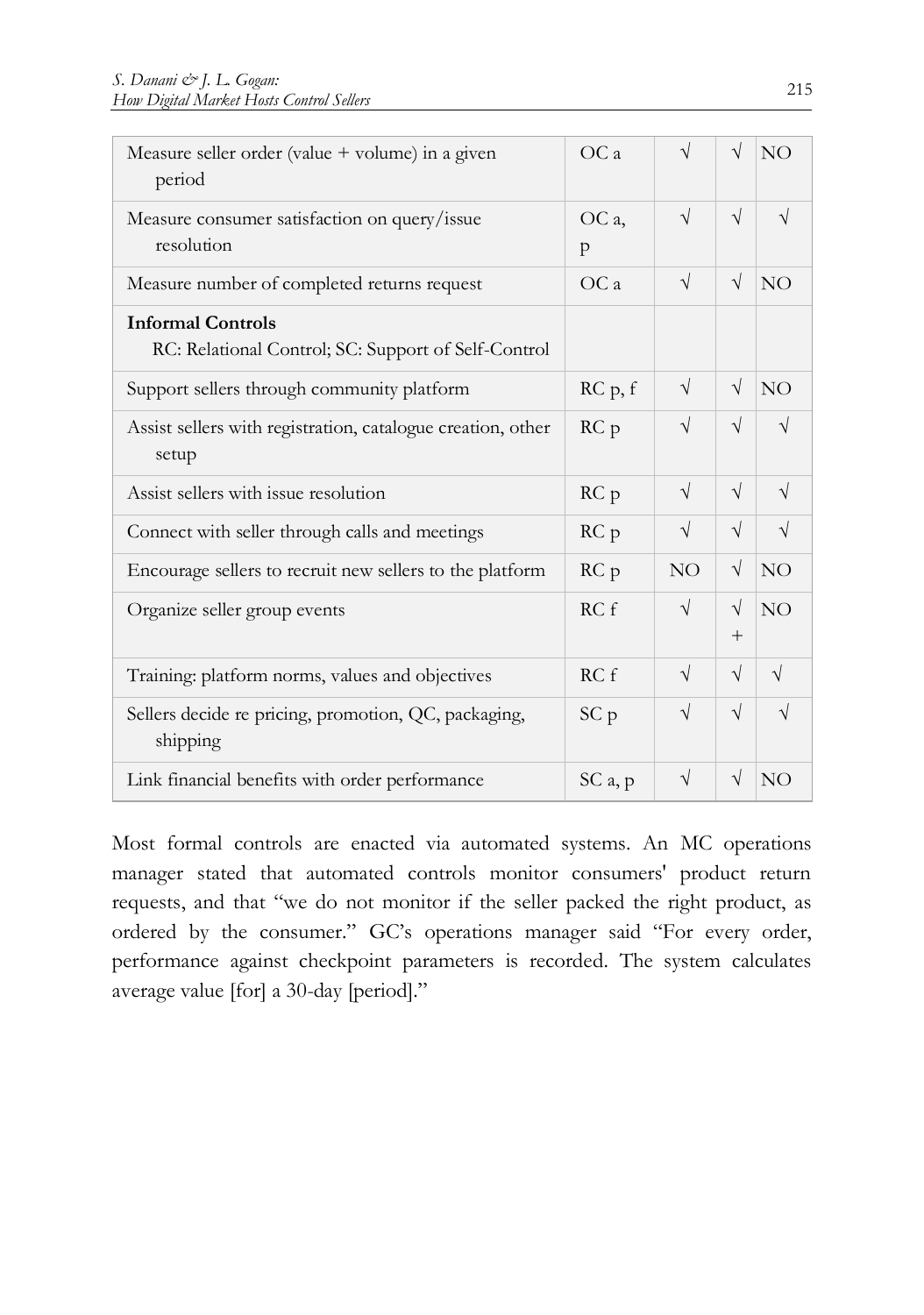| | | | | |
|---|---|---|---|---|
| Measure seller order (value + volume) in a given period | OC a | √ | √ | NO |
| Measure consumer satisfaction on query/issue resolution | OC a, p | √ | √ | √ |
| Measure number of completed returns request | OC a | √ | √ | NO |
| **Informal Controls** RC: Relational Control; SC: Support of Self-Control | | | | |
| Support sellers through community platform | RC p, f | √ | √ | NO |
| Assist sellers with registration, catalogue creation, other setup | RC p | √ | √ | √ |
| Assist sellers with issue resolution | RC p | √ | √ | √ |
| Connect with seller through calls and meetings | RC p | √ | √ | √ |
| Encourage sellers to recruit new sellers to the platform | RC p | NO | √ | NO |
| Organize seller group events | RC f | √ | √ + | NO |
| Training: platform norms, values and objectives | RC f | √ | √ | √ |
| Sellers decide re pricing, promotion, QC, packaging, shipping | SC p | √ | √ | √ |
| Link financial benefits with order performance | SC a, p | √ | √ | NO |

Most formal controls are enacted via automated systems. An MC operations manager stated that automated controls monitor consumers' product return requests, and that "we do not monitor if the seller packed the right product, as ordered by the consumer." GC's operations manager said "For every order, performance against checkpoint parameters is recorded. The system calculates average value [for] a 30-day [period]."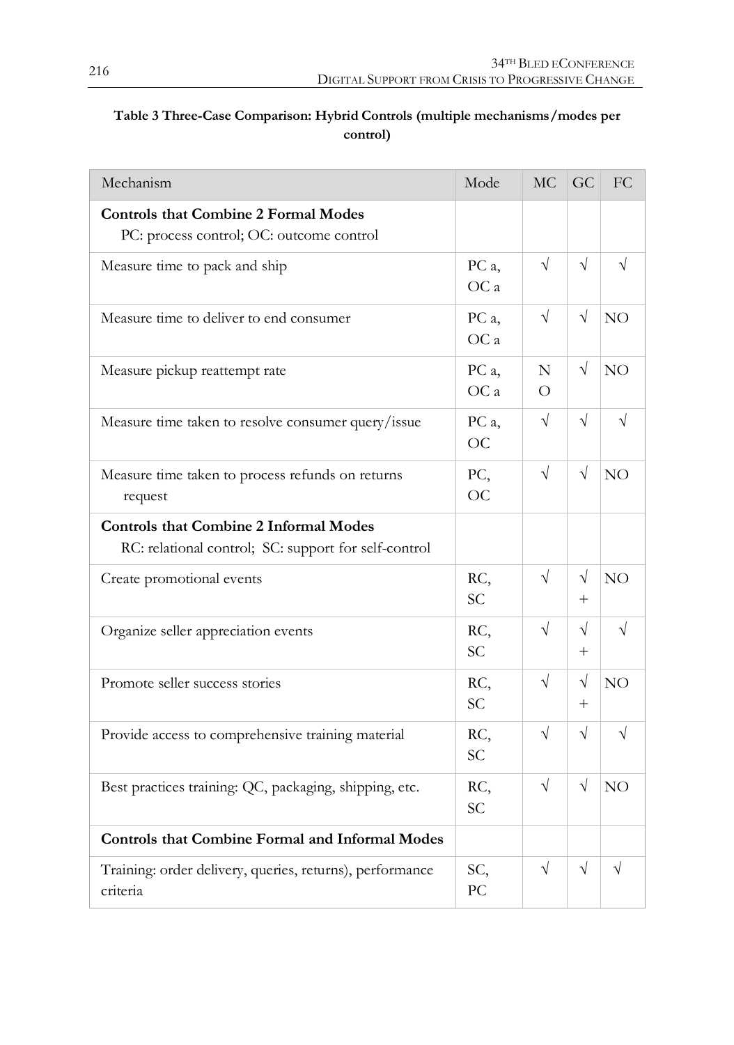**Table 3 Three-Case Comparison: Hybrid Controls (multiple mechanisms/modes per control)**

| Mechanism | Mode | MC | GC | FC |
|---|---|---|---|---|
| **Controls that Combine 2 Formal Modes** PC: process control; OC: outcome control | | | | |
| Measure time to pack and ship | PC a, OC a | √ | √ | √ |
| Measure time to deliver to end consumer | PC a, OC a | √ | √ | NO |
| Measure pickup reattempt rate | PC a, OC a | NO | √ | NO |
| Measure time taken to resolve consumer query/issue | PC a, OC | √ | √ | √ |
| Measure time taken to process refunds on returns request | PC, OC | √ | √ | NO |
| **Controls that Combine 2 Informal Modes** RC: relational control; SC: support for self-control | | | | |
| Create promotional events | RC, SC | √ | √ + | NO |
| Organize seller appreciation events | RC, SC | √ | √ + | √ |
| Promote seller success stories | RC, SC | √ | √ + | NO |
| Provide access to comprehensive training material | RC, SC | √ | √ | √ |
| Best practices training: QC, packaging, shipping, etc. | RC, SC | √ | √ | NO |
| **Controls that Combine Formal and Informal Modes** | | | | |
| Training: order delivery, queries, returns), performance criteria | SC, PC | √ | √ | √ |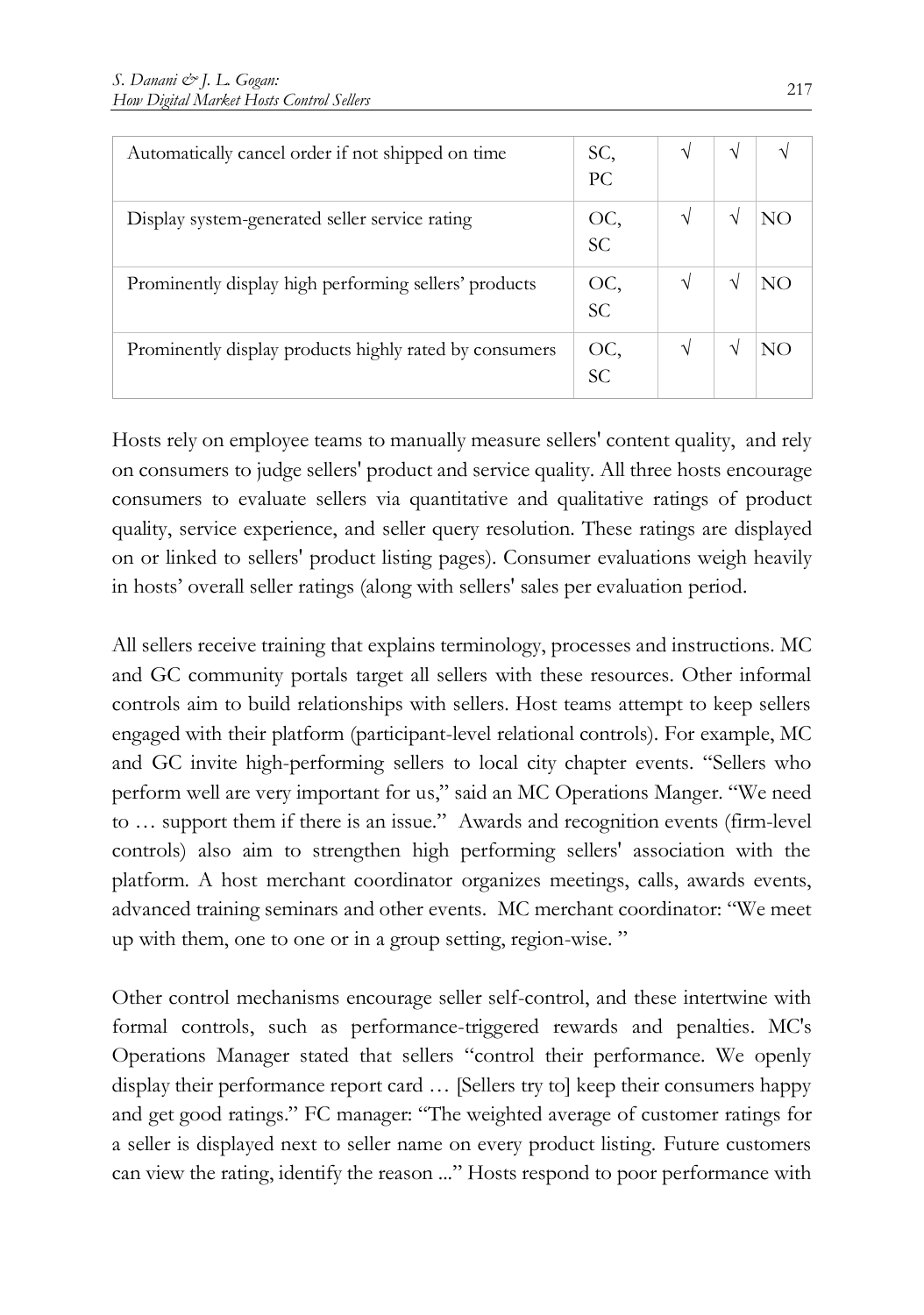| Automatically cancel order if not shipped on time | SC, PC | √ | √ | √ |
|---|---|---|---|---|
| Display system-generated seller service rating | OC, SC | √ | √ | NO |
| Prominently display high performing sellers' products | OC, SC | √ | √ | NO |
| Prominently display products highly rated by consumers | OC, SC | √ | √ | NO |

Hosts rely on employee teams to manually measure sellers' content quality, and rely on consumers to judge sellers' product and service quality. All three hosts encourage consumers to evaluate sellers via quantitative and qualitative ratings of product quality, service experience, and seller query resolution. These ratings are displayed on or linked to sellers' product listing pages). Consumer evaluations weigh heavily in hosts' overall seller ratings (along with sellers' sales per evaluation period.

All sellers receive training that explains terminology, processes and instructions. MC and GC community portals target all sellers with these resources. Other informal controls aim to build relationships with sellers. Host teams attempt to keep sellers engaged with their platform (participant-level relational controls). For example, MC and GC invite high-performing sellers to local city chapter events. "Sellers who perform well are very important for us," said an MC Operations Manger. "We need to … support them if there is an issue." Awards and recognition events (firm-level controls) also aim to strengthen high performing sellers' association with the platform. A host merchant coordinator organizes meetings, calls, awards events, advanced training seminars and other events. MC merchant coordinator: "We meet up with them, one to one or in a group setting, region-wise. "

Other control mechanisms encourage seller self-control, and these intertwine with formal controls, such as performance-triggered rewards and penalties. MC's Operations Manager stated that sellers "control their performance. We openly display their performance report card … [Sellers try to] keep their consumers happy and get good ratings." FC manager: "The weighted average of customer ratings for a seller is displayed next to seller name on every product listing. Future customers can view the rating, identify the reason ..." Hosts respond to poor performance with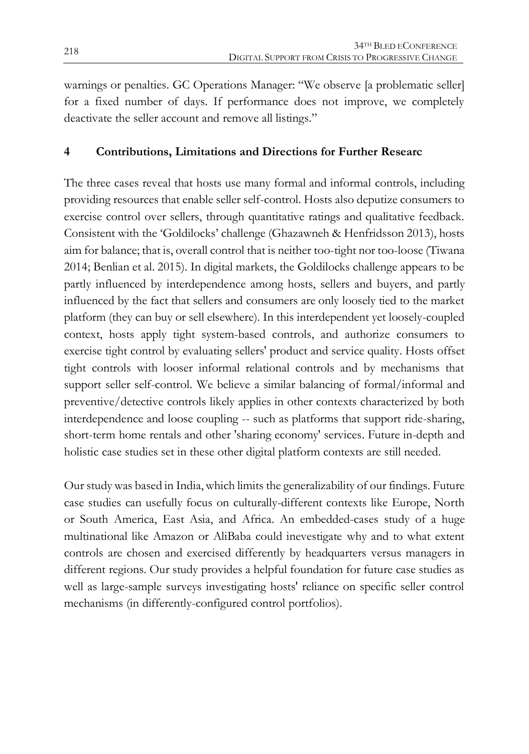warnings or penalties. GC Operations Manager: "We observe [a problematic seller] for a fixed number of days. If performance does not improve, we completely deactivate the seller account and remove all listings."

## 4 Contributions, Limitations and Directions for Further Researc

The three cases reveal that hosts use many formal and informal controls, including providing resources that enable seller self-control. Hosts also deputize consumers to exercise control over sellers, through quantitative ratings and qualitative feedback. Consistent with the 'Goldilocks' challenge (Ghazawneh & Henfridsson 2013), hosts aim for balance; that is, overall control that is neither too-tight nor too-loose (Tiwana 2014; Benlian et al. 2015). In digital markets, the Goldilocks challenge appears to be partly influenced by interdependence among hosts, sellers and buyers, and partly influenced by the fact that sellers and consumers are only loosely tied to the market platform (they can buy or sell elsewhere). In this interdependent yet loosely-coupled context, hosts apply tight system-based controls, and authorize consumers to exercise tight control by evaluating sellers' product and service quality. Hosts offset tight controls with looser informal relational controls and by mechanisms that support seller self-control. We believe a similar balancing of formal/informal and preventive/detective controls likely applies in other contexts characterized by both interdependence and loose coupling -- such as platforms that support ride-sharing, short-term home rentals and other 'sharing economy' services. Future in-depth and holistic case studies set in these other digital platform contexts are still needed.

Our study was based in India, which limits the generalizability of our findings. Future case studies can usefully focus on culturally-different contexts like Europe, North or South America, East Asia, and Africa. An embedded-cases study of a huge multinational like Amazon or AliBaba could inevestigate why and to what extent controls are chosen and exercised differently by headquarters versus managers in different regions. Our study provides a helpful foundation for future case studies as well as large-sample surveys investigating hosts' reliance on specific seller control mechanisms (in differently-configured control portfolios).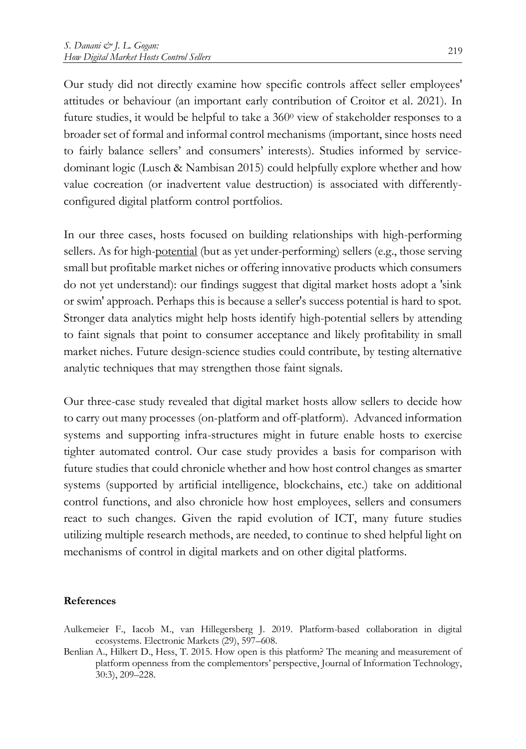Our study did not directly examine how specific controls affect seller employees' attitudes or behaviour (an important early contribution of Croitor et al. 2021). In future studies, it would be helpful to take a $360^0$ view of stakeholder responses to a broader set of formal and informal control mechanisms (important, since hosts need to fairly balance sellers' and consumers' interests). Studies informed by service-dominant logic (Lusch & Nambisan 2015) could helpfully explore whether and how value cocreation (or inadvertent value destruction) is associated with differently-configured digital platform control portfolios.

In our three cases, hosts focused on building relationships with high-performing sellers. As for high-<u>potential</u> (but as yet under-performing) sellers (e.g., those serving small but profitable market niches or offering innovative products which consumers do not yet understand): our findings suggest that digital market hosts adopt a 'sink or swim' approach. Perhaps this is because a seller's success potential is hard to spot. Stronger data analytics might help hosts identify high-potential sellers by attending to faint signals that point to consumer acceptance and likely profitability in small market niches. Future design-science studies could contribute, by testing alternative analytic techniques that may strengthen those faint signals.

Our three-case study revealed that digital market hosts allow sellers to decide how to carry out many processes (on-platform and off-platform). Advanced information systems and supporting infra-structures might in future enable hosts to exercise tighter automated control. Our case study provides a basis for comparison with future studies that could chronicle whether and how host control changes as smarter systems (supported by artificial intelligence, blockchains, etc.) take on additional control functions, and also chronicle how host employees, sellers and consumers react to such changes. Given the rapid evolution of ICT, many future studies utilizing multiple research methods, are needed, to continue to shed helpful light on mechanisms of control in digital markets and on other digital platforms.

**References**

Aulkemeier F., Iacob M., van Hillegersberg J. 2019. Platform-based collaboration in digital ecosystems. Electronic Markets (29), 597–608.

Benlian A., Hilkert D., Hess, T. 2015. How open is this platform? The meaning and measurement of platform openness from the complementors' perspective, Journal of Information Technology, 30:3), 209–228.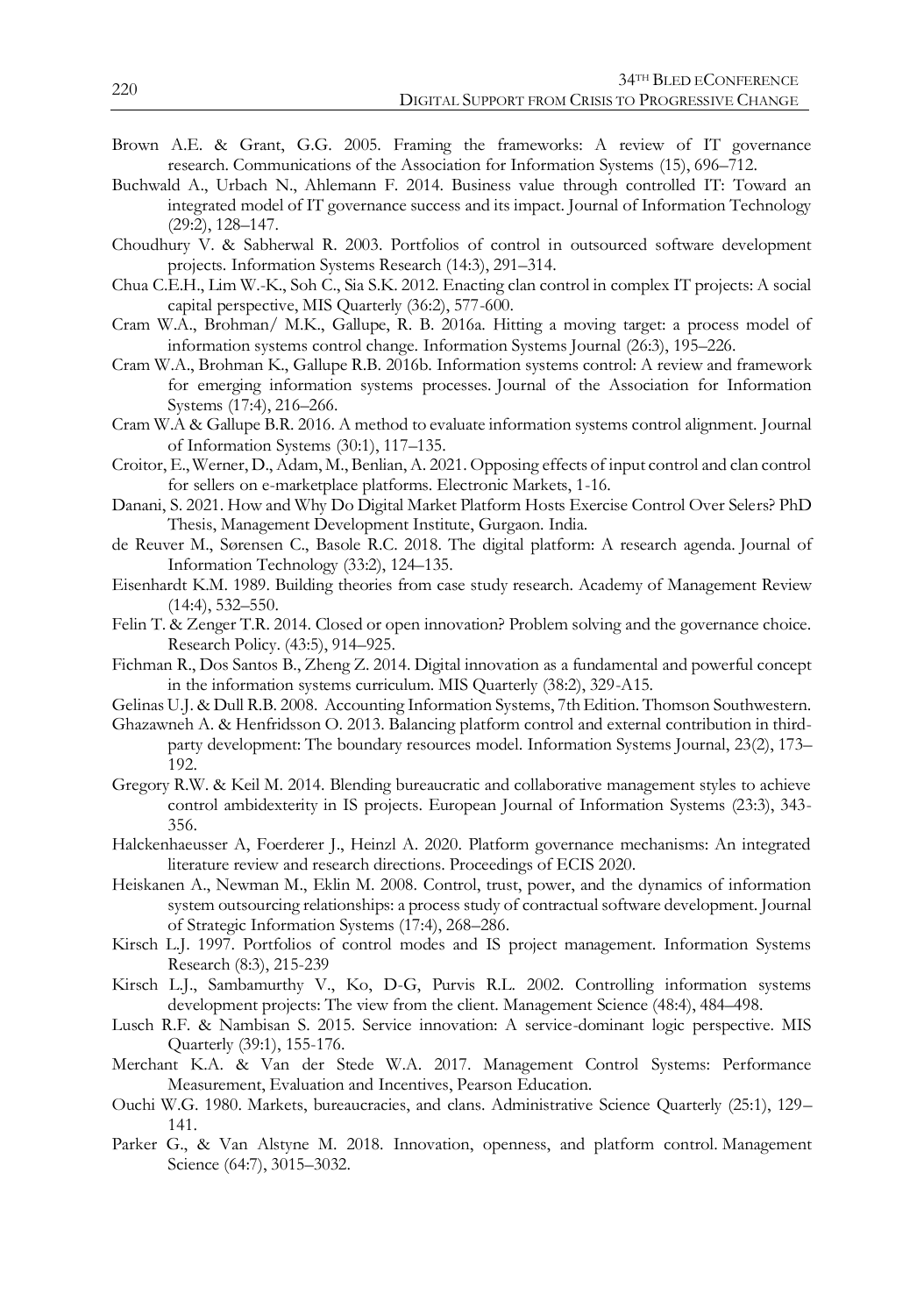Brown A.E. & Grant, G.G. 2005. Framing the frameworks: A review of IT governance research. Communications of the Association for Information Systems (15), 696–712.

Buchwald A., Urbach N., Ahlemann F. 2014. Business value through controlled IT: Toward an integrated model of IT governance success and its impact. Journal of Information Technology (29:2), 128–147.

Choudhury V. & Sabherwal R. 2003. Portfolios of control in outsourced software development projects. Information Systems Research (14:3), 291–314.

Chua C.E.H., Lim W.-K., Soh C., Sia S.K. 2012. Enacting clan control in complex IT projects: A social capital perspective, MIS Quarterly (36:2), 577-600.

Cram W.A., Brohman/ M.K., Gallupe, R. B. 2016a. Hitting a moving target: a process model of information systems control change. Information Systems Journal (26:3), 195–226.

Cram W.A., Brohman K., Gallupe R.B. 2016b. Information systems control: A review and framework for emerging information systems processes. Journal of the Association for Information Systems (17:4), 216–266.

Cram W.A & Gallupe B.R. 2016. A method to evaluate information systems control alignment. Journal of Information Systems (30:1), 117–135.

Croitor, E., Werner, D., Adam, M., Benlian, A. 2021. Opposing effects of input control and clan control for sellers on e-marketplace platforms. Electronic Markets, 1-16.

Danani, S. 2021. How and Why Do Digital Market Platform Hosts Exercise Control Over Selers? PhD Thesis, Management Development Institute, Gurgaon. India.

de Reuver M., Sørensen C., Basole R.C. 2018. The digital platform: A research agenda. Journal of Information Technology (33:2), 124–135.

Eisenhardt K.M. 1989. Building theories from case study research. Academy of Management Review (14:4), 532–550.

Felin T. & Zenger T.R. 2014. Closed or open innovation? Problem solving and the governance choice. Research Policy. (43:5), 914–925.

Fichman R., Dos Santos B., Zheng Z. 2014. Digital innovation as a fundamental and powerful concept in the information systems curriculum. MIS Quarterly (38:2), 329-A15.

Gelinas U.J. & Dull R.B. 2008. Accounting Information Systems, 7th Edition. Thomson Southwestern.

Ghazawneh A. & Henfridsson O. 2013. Balancing platform control and external contribution in third-party development: The boundary resources model. Information Systems Journal, 23(2), 173–192.

Gregory R.W. & Keil M. 2014. Blending bureaucratic and collaborative management styles to achieve control ambidexterity in IS projects. European Journal of Information Systems (23:3), 343-356.

Halckenhaeusser A, Foerderer J., Heinzl A. 2020. Platform governance mechanisms: An integrated literature review and research directions. Proceedings of ECIS 2020.

Heiskanen A., Newman M., Eklin M. 2008. Control, trust, power, and the dynamics of information system outsourcing relationships: a process study of contractual software development. Journal of Strategic Information Systems (17:4), 268–286.

Kirsch L.J. 1997. Portfolios of control modes and IS project management. Information Systems Research (8:3), 215-239

Kirsch L.J., Sambamurthy V., Ko, D-G, Purvis R.L. 2002. Controlling information systems development projects: The view from the client. Management Science (48:4), 484–498.

Lusch R.F. & Nambisan S. 2015. Service innovation: A service-dominant logic perspective. MIS Quarterly (39:1), 155-176.

Merchant K.A. & Van der Stede W.A. 2017. Management Control Systems: Performance Measurement, Evaluation and Incentives, Pearson Education.

Ouchi W.G. 1980. Markets, bureaucracies, and clans. Administrative Science Quarterly (25:1), 129–141.

Parker G., & Van Alstyne M. 2018. Innovation, openness, and platform control. Management Science (64:7), 3015–3032.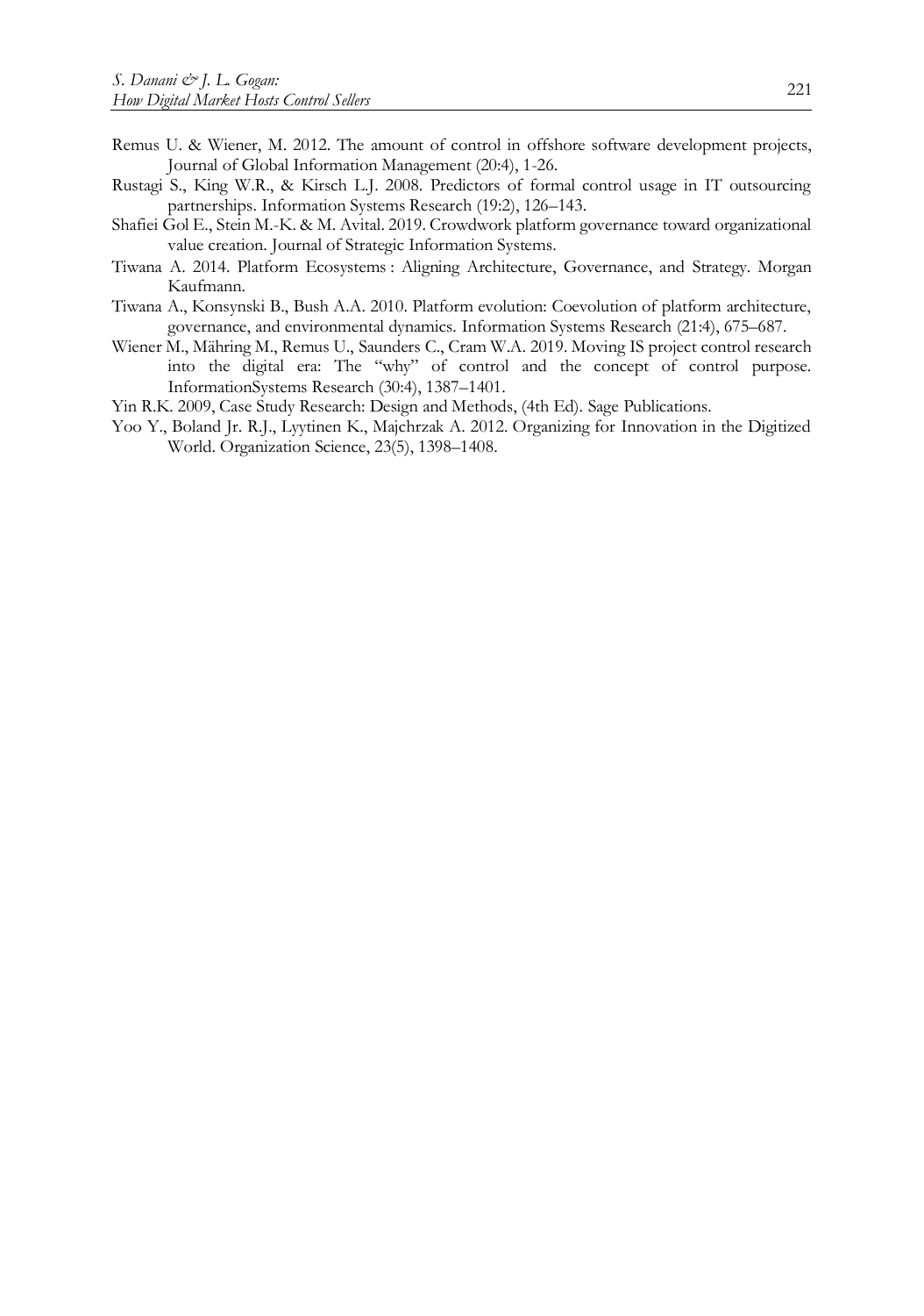Remus U. & Wiener, M. 2012. The amount of control in offshore software development projects, Journal of Global Information Management (20:4), 1-26.

Rustagi S., King W.R., & Kirsch L.J. 2008. Predictors of formal control usage in IT outsourcing partnerships. Information Systems Research (19:2), 126–143.

Shafiei Gol E., Stein M.-K. & M. Avital. 2019. Crowdwork platform governance toward organizational value creation. Journal of Strategic Information Systems.

Tiwana A. 2014. Platform Ecosystems : Aligning Architecture, Governance, and Strategy. Morgan Kaufmann.

Tiwana A., Konsynski B., Bush A.A. 2010. Platform evolution: Coevolution of platform architecture, governance, and environmental dynamics. Information Systems Research (21:4), 675–687.

Wiener M., Mähring M., Remus U., Saunders C., Cram W.A. 2019. Moving IS project control research into the digital era: The "why" of control and the concept of control purpose. InformationSystems Research (30:4), 1387–1401.

Yin R.K. 2009, Case Study Research: Design and Methods, (4th Ed). Sage Publications.

Yoo Y., Boland Jr. R.J., Lyytinen K., Majchrzak A. 2012. Organizing for Innovation in the Digitized World. Organization Science, 23(5), 1398–1408.